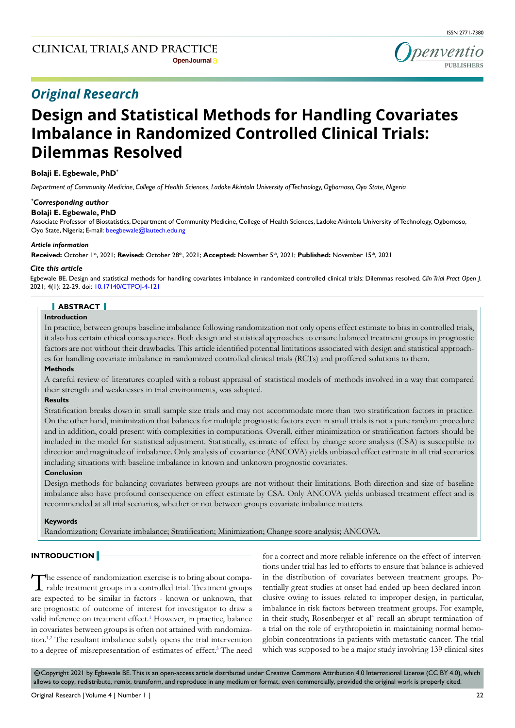## Original Research

# Design and Statistical Methods for Handling Covariates Imbalance in Randomized Controlled Clinical Trials: Dilemmas Resolved

**Bolaji E. Egbewale, PhD***

*Department of Community Medicine, College of Health Sciences, Ladoke Akintola University of Technology, Ogbomoso, Oyo State, Nigeria*

***Corresponding author***

**Bolaji E. Egbewale, PhD**

Associate Professor of Biostatistics, Department of Community Medicine, College of Health Sciences, Ladoke Akintola University of Technology, Ogbomoso, Oyo State, Nigeria; E-mail: beegbewale@lautech.edu.ng

***Article information***

**Received:** October 1st, 2021; **Revised:** October 28th, 2021; **Accepted:** November 5th, 2021; **Published:** November 15th, 2021

***Cite this article***

Egbewale BE. Design and statistical methods for handling covariates imbalance in randomized controlled clinical trials: Dilemmas resolved. *Clin Trial Pract Open J*. 2021; 4(1): 22-29. doi: 10.17140/CTPOJ-4-121

## ABSTRACT

**Introduction**

In practice, between groups baseline imbalance following randomization not only opens effect estimate to bias in controlled trials, it also has certain ethical consequences. Both design and statistical approaches to ensure balanced treatment groups in prognostic factors are not without their drawbacks. This article identified potential limitations associated with design and statistical approaches for handling covariate imbalance in randomized controlled clinical trials (RCTs) and proffered solutions to them.

**Methods**

A careful review of literatures coupled with a robust appraisal of statistical models of methods involved in a way that compared their strength and weaknesses in trial environments, was adopted.

**Results**

Stratification breaks down in small sample size trials and may not accommodate more than two stratification factors in practice. On the other hand, minimization that balances for multiple prognostic factors even in small trials is not a pure random procedure and in addition, could present with complexities in computations. Overall, either minimization or stratification factors should be included in the model for statistical adjustment. Statistically, estimate of effect by change score analysis (CSA) is susceptible to direction and magnitude of imbalance. Only analysis of covariance (ANCOVA) yields unbiased effect estimate in all trial scenarios including situations with baseline imbalance in known and unknown prognostic covariates.

**Conclusion**

Design methods for balancing covariates between groups are not without their limitations. Both direction and size of baseline imbalance also have profound consequence on effect estimate by CSA. Only ANCOVA yields unbiased treatment effect and is recommended at all trial scenarios, whether or not between groups covariate imbalance matters.

**Keywords**

Randomization; Covariate imbalance; Stratification; Minimization; Change score analysis; ANCOVA.

## INTRODUCTION

The essence of randomization exercise is to bring about comparable treatment groups in a controlled trial. Treatment groups are expected to be similar in factors - known or unknown, that are prognostic of outcome of interest for investigator to draw a valid inference on treatment effect.[1] However, in practice, balance in covariates between groups is often not attained with randomization.[1,2] The resultant imbalance subtly opens the trial intervention to a degree of misrepresentation of estimates of effect.[3] The need for a correct and more reliable inference on the effect of interventions under trial has led to efforts to ensure that balance is achieved in the distribution of covariates between treatment groups. Potentially great studies at onset had ended up been declared inconclusive owing to issues related to improper design, in particular, imbalance in risk factors between treatment groups. For example, in their study, Rosenberger et al[4] recall an abrupt termination of a trial on the role of erythropoietin in maintaining normal hemoglobin concentrations in patients with metastatic cancer. The trial which was supposed to be a major study involving 139 clinical sites

©Copyright 2021 by Egbewale BE. This is an open-access article distributed under Creative Commons Attribution 4.0 International License (CC BY 4.0), which allows to copy, redistribute, remix, transform, and reproduce in any medium or format, even commercially, provided the original work is properly cited.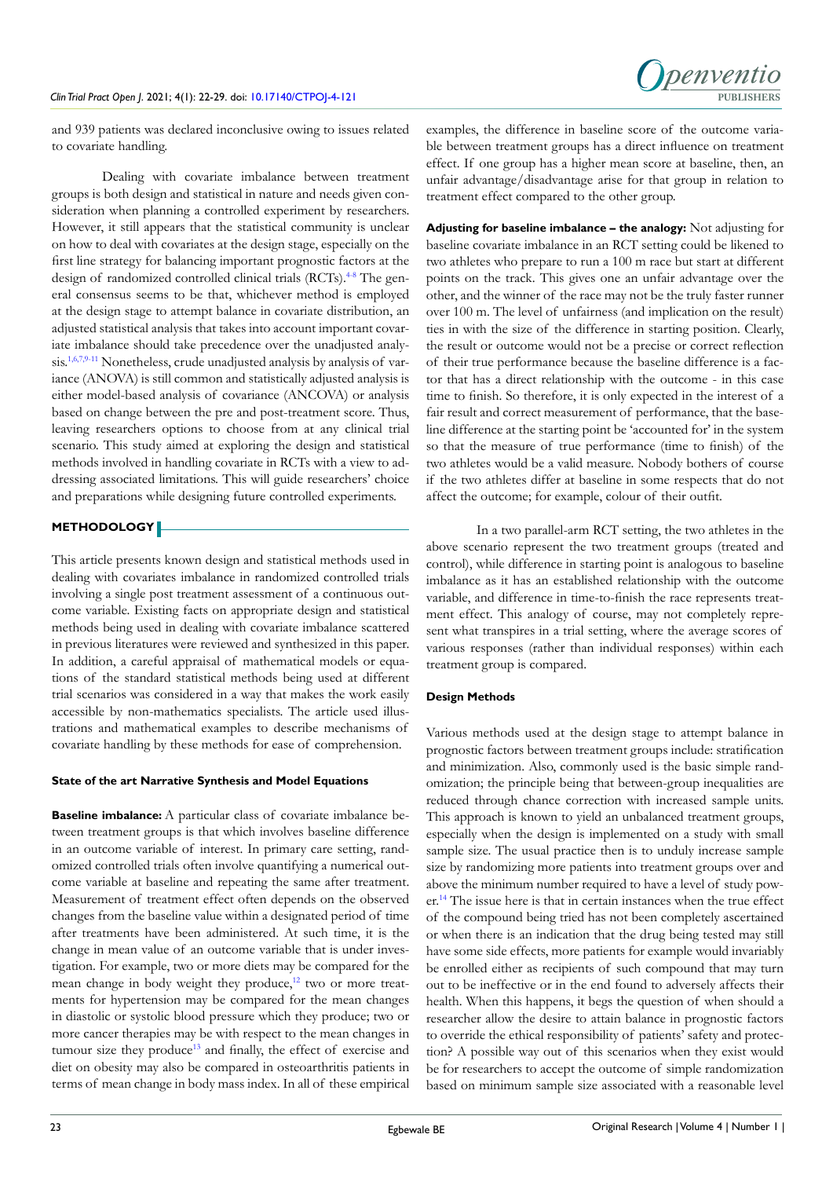and 939 patients was declared inconclusive owing to issues related to covariate handling.

Dealing with covariate imbalance between treatment groups is both design and statistical in nature and needs given consideration when planning a controlled experiment by researchers. However, it still appears that the statistical community is unclear on how to deal with covariates at the design stage, especially on the first line strategy for balancing important prognostic factors at the design of randomized controlled clinical trials (RCTs).[4-8] The general consensus seems to be that, whichever method is employed at the design stage to attempt balance in covariate distribution, an adjusted statistical analysis that takes into account important covariate imbalance should take precedence over the unadjusted analysis.[1,6,7,9-11] Nonetheless, crude unadjusted analysis by analysis of variance (ANOVA) is still common and statistically adjusted analysis is either model-based analysis of covariance (ANCOVA) or analysis based on change between the pre and post-treatment score. Thus, leaving researchers options to choose from at any clinical trial scenario. This study aimed at exploring the design and statistical methods involved in handling covariate in RCTs with a view to addressing associated limitations. This will guide researchers' choice and preparations while designing future controlled experiments.

## METHODOLOGY

This article presents known design and statistical methods used in dealing with covariates imbalance in randomized controlled trials involving a single post treatment assessment of a continuous outcome variable. Existing facts on appropriate design and statistical methods being used in dealing with covariate imbalance scattered in previous literatures were reviewed and synthesized in this paper. In addition, a careful appraisal of mathematical models or equations of the standard statistical methods being used at different trial scenarios was considered in a way that makes the work easily accessible by non-mathematics specialists. The article used illustrations and mathematical examples to describe mechanisms of covariate handling by these methods for ease of comprehension.

### State of the art Narrative Synthesis and Model Equations

**Baseline imbalance:** A particular class of covariate imbalance between treatment groups is that which involves baseline difference in an outcome variable of interest. In primary care setting, randomized controlled trials often involve quantifying a numerical outcome variable at baseline and repeating the same after treatment. Measurement of treatment effect often depends on the observed changes from the baseline value within a designated period of time after treatments have been administered. At such time, it is the change in mean value of an outcome variable that is under investigation. For example, two or more diets may be compared for the mean change in body weight they produce,[12] two or more treatments for hypertension may be compared for the mean changes in diastolic or systolic blood pressure which they produce; two or more cancer therapies may be with respect to the mean changes in tumour size they produce[13] and finally, the effect of exercise and diet on obesity may also be compared in osteoarthritis patients in terms of mean change in body mass index. In all of these empirical examples, the difference in baseline score of the outcome variable between treatment groups has a direct influence on treatment effect. If one group has a higher mean score at baseline, then, an unfair advantage/disadvantage arise for that group in relation to treatment effect compared to the other group.

**Adjusting for baseline imbalance – the analogy:** Not adjusting for baseline covariate imbalance in an RCT setting could be likened to two athletes who prepare to run a 100 m race but start at different points on the track. This gives one an unfair advantage over the other, and the winner of the race may not be the truly faster runner over 100 m. The level of unfairness (and implication on the result) ties in with the size of the difference in starting position. Clearly, the result or outcome would not be a precise or correct reflection of their true performance because the baseline difference is a factor that has a direct relationship with the outcome - in this case time to finish. So therefore, it is only expected in the interest of a fair result and correct measurement of performance, that the baseline difference at the starting point be 'accounted for' in the system so that the measure of true performance (time to finish) of the two athletes would be a valid measure. Nobody bothers of course if the two athletes differ at baseline in some respects that do not affect the outcome; for example, colour of their outfit.

In a two parallel-arm RCT setting, the two athletes in the above scenario represent the two treatment groups (treated and control), while difference in starting point is analogous to baseline imbalance as it has an established relationship with the outcome variable, and difference in time-to-finish the race represents treatment effect. This analogy of course, may not completely represent what transpires in a trial setting, where the average scores of various responses (rather than individual responses) within each treatment group is compared.

### Design Methods

Various methods used at the design stage to attempt balance in prognostic factors between treatment groups include: stratification and minimization. Also, commonly used is the basic simple randomization; the principle being that between-group inequalities are reduced through chance correction with increased sample units. This approach is known to yield an unbalanced treatment groups, especially when the design is implemented on a study with small sample size. The usual practice then is to unduly increase sample size by randomizing more patients into treatment groups over and above the minimum number required to have a level of study power.[14] The issue here is that in certain instances when the true effect of the compound being tried has not been completely ascertained or when there is an indication that the drug being tested may still have some side effects, more patients for example would invariably be enrolled either as recipients of such compound that may turn out to be ineffective or in the end found to adversely affects their health. When this happens, it begs the question of when should a researcher allow the desire to attain balance in prognostic factors to override the ethical responsibility of patients' safety and protection? A possible way out of this scenarios when they exist would be for researchers to accept the outcome of simple randomization based on minimum sample size associated with a reasonable level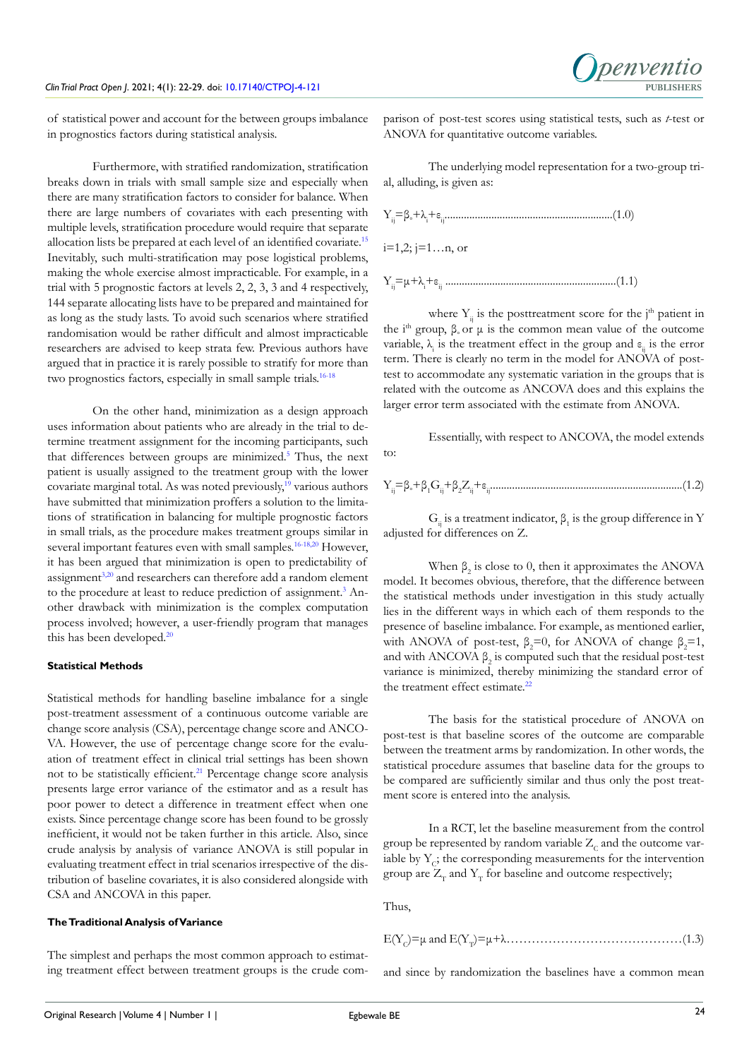of statistical power and account for the between groups imbalance in prognostics factors during statistical analysis.

Furthermore, with stratified randomization, stratification breaks down in trials with small sample size and especially when there are many stratification factors to consider for balance. When there are large numbers of covariates with each presenting with multiple levels, stratification procedure would require that separate allocation lists be prepared at each level of an identified covariate.[15] Inevitably, such multi-stratification may pose logistical problems, making the whole exercise almost impracticable. For example, in a trial with 5 prognostic factors at levels 2, 2, 3, 3 and 4 respectively, 144 separate allocating lists have to be prepared and maintained for as long as the study lasts. To avoid such scenarios where stratified randomisation would be rather difficult and almost impracticable researchers are advised to keep strata few. Previous authors have argued that in practice it is rarely possible to stratify for more than two prognostics factors, especially in small sample trials.[16-18]

On the other hand, minimization as a design approach uses information about patients who are already in the trial to determine treatment assignment for the incoming participants, such that differences between groups are minimized.[5] Thus, the next patient is usually assigned to the treatment group with the lower covariate marginal total. As was noted previously,[19] various authors have submitted that minimization proffers a solution to the limitations of stratification in balancing for multiple prognostic factors in small trials, as the procedure makes treatment groups similar in several important features even with small samples.[16-18,20] However, it has been argued that minimization is open to predictability of assignment[3,20] and researchers can therefore add a random element to the procedure at least to reduce prediction of assignment.[3] Another drawback with minimization is the complex computation process involved; however, a user-friendly program that manages this has been developed.[20]

#### Statistical Methods

Statistical methods for handling baseline imbalance for a single post-treatment assessment of a continuous outcome variable are change score analysis (CSA), percentage change score and ANCOVA. However, the use of percentage change score for the evaluation of treatment effect in clinical trial settings has been shown not to be statistically efficient.[21] Percentage change score analysis presents large error variance of the estimator and as a result has poor power to detect a difference in treatment effect when one exists. Since percentage change score has been found to be grossly inefficient, it would not be taken further in this article. Also, since crude analysis by analysis of variance ANOVA is still popular in evaluating treatment effect in trial scenarios irrespective of the distribution of baseline covariates, it is also considered alongside with CSA and ANCOVA in this paper.

#### The Traditional Analysis of Variance

The simplest and perhaps the most common approach to estimating treatment effect between treatment groups is the crude comparison of post-test scores using statistical tests, such as *t*-test or ANOVA for quantitative outcome variables.

The underlying model representation for a two-group trial, alluding, is given as:

$$Y_{ij}=\beta_{\circ}+\lambda_{i}+\varepsilon_{ij}\text{.......}(1.0)$$

$i=1,2;\ j=1\ldots n$, or

$$Y_{ij}=\mu+\lambda_{i}+\varepsilon_{ij}\text{.......}(1.1)$$

where $Y_{ij}$ is the posttreatment score for the $j^{th}$ patient in the $i^{th}$ group, $\beta_{\circ}$ or $\mu$ is the common mean value of the outcome variable, $\lambda_i$ is the treatment effect in the group and $\varepsilon_{ij}$ is the error term. There is clearly no term in the model for ANOVA of post-test to accommodate any systematic variation in the groups that is related with the outcome as ANCOVA does and this explains the larger error term associated with the estimate from ANOVA.

Essentially, with respect to ANCOVA, the model extends to:

$$Y_{ij}=\beta_{\circ}+\beta_1 G_{ij}+\beta_2 Z_{ij}+\varepsilon_{ij}\text{.......}(1.2)$$

$G_{ij}$ is a treatment indicator, $\beta_1$ is the group difference in Y adjusted for differences on Z.

When $\beta_2$ is close to 0, then it approximates the ANOVA model. It becomes obvious, therefore, that the difference between the statistical methods under investigation in this study actually lies in the different ways in which each of them responds to the presence of baseline imbalance. For example, as mentioned earlier, with ANOVA of post-test, $\beta_2=0$, for ANOVA of change $\beta_2=1$, and with ANCOVA $\beta_2$ is computed such that the residual post-test variance is minimized, thereby minimizing the standard error of the treatment effect estimate.[22]

The basis for the statistical procedure of ANOVA on post-test is that baseline scores of the outcome are comparable between the treatment arms by randomization. In other words, the statistical procedure assumes that baseline data for the groups to be compared are sufficiently similar and thus only the post treatment score is entered into the analysis.

In a RCT, let the baseline measurement from the control group be represented by random variable $Z_C$ and the outcome variable by $Y_C$; the corresponding measurements for the intervention group are $Z_T$ and $Y_T$ for baseline and outcome respectively;

Thus,

$$E(Y_C)=\mu \text{ and } E(Y_T)=\mu+\lambda\text{.......}(1.3)$$

and since by randomization the baselines have a common mean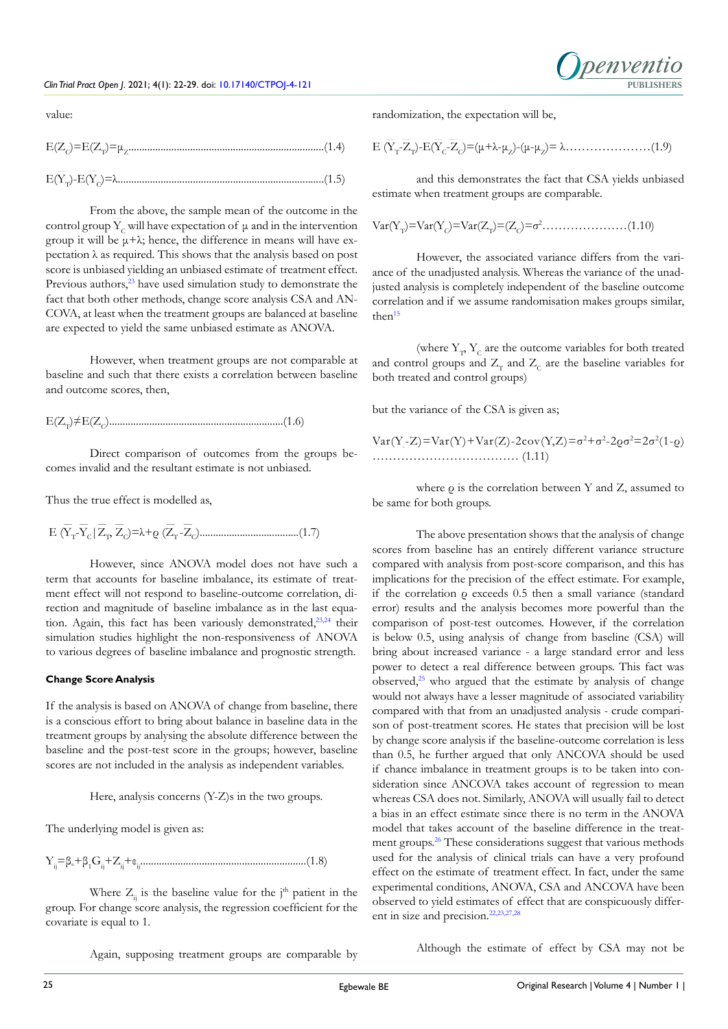value:

$$E(Z_C)=E(Z_T)=\mu_Z \text{..........................................................................(1.4)}$$

$$E(\bar{Y}_T)-E(\bar{Y}_C)=\lambda \text{..............................................................................(1.5)}$$

From the above, the sample mean of the outcome in the control group $\bar{Y}_C$ will have expectation of μ and in the intervention group it will be μ+λ; hence, the difference in means will have expectation λ as required. This shows that the analysis based on post score is unbiased yielding an unbiased estimate of treatment effect. Previous authors,[23] have used simulation study to demonstrate the fact that both other methods, change score analysis CSA and ANCOVA, at least when the treatment groups are balanced at baseline are expected to yield the same unbiased estimate as ANOVA.

However, when treatment groups are not comparable at baseline and such that there exists a correlation between baseline and outcome scores, then,

$$E(Z_T)\neq E(Z_C) \text{.................................................................(1.6)}$$

Direct comparison of outcomes from the groups becomes invalid and the resultant estimate is not unbiased.

Thus the true effect is modelled as,

$$E(\bar{Y}_T-\bar{Y}_C\,|\,\bar{Z}_T, \bar{Z}_C)=\lambda+\varrho(\bar{Z}_T-\bar{Z}_C) \text{......................................(1.7)}$$

However, since ANOVA model does not have such a term that accounts for baseline imbalance, its estimate of treatment effect will not respond to baseline-outcome correlation, direction and magnitude of baseline imbalance as in the last equation. Again, this fact has been variously demonstrated,[23,24] their simulation studies highlight the non-responsiveness of ANOVA to various degrees of baseline imbalance and prognostic strength.

**Change Score Analysis**

If the analysis is based on ANOVA of change from baseline, there is a conscious effort to bring about balance in baseline data in the treatment groups by analysing the absolute difference between the baseline and the post-test score in the groups; however, baseline scores are not included in the analysis as independent variables.

Here, analysis concerns (Y-Z)s in the two groups.

The underlying model is given as:

$$Y_{ij}=\beta_o+\beta_1 G_{ij}+Z_{ij}+\varepsilon_{ij} \text{.............................................................(1.8)}$$

Where $Z_{ij}$ is the baseline value for the $j^{th}$ patient in the group. For change score analysis, the regression coefficient for the covariate is equal to 1.

Again, supposing treatment groups are comparable by randomization, the expectation will be,

$$E(\bar{Y}_T-\bar{Z}_T)-E(\bar{Y}_C-\bar{Z}_C)=(\mu+\lambda-\mu_Z)-(\mu-\mu_Z)=\lambda \text{.....................(1.9)}$$

and this demonstrates the fact that CSA yields unbiased estimate when treatment groups are comparable.

$$Var(Y_T)=Var(Y_C)=Var(Z_T)=(Z_C)=\sigma^2 \text{.....................(1.10)}$$

However, the associated variance differs from the variance of the unadjusted analysis. Whereas the variance of the unadjusted analysis is completely independent of the baseline outcome correlation and if we assume randomisation makes groups similar, then[15]

(where $Y_T$, $Y_C$ are the outcome variables for both treated and control groups and $Z_T$ and $Z_C$ are the baseline variables for both treated and control groups)

but the variance of the CSA is given as;

$$Var(Y-Z)=Var(Y)+Var(Z)-2cov(Y,Z)=\sigma^2+\sigma^2-2\varrho\sigma^2=2\sigma^2(1-\varrho) \text{.................................... (1.11)}$$

where ϱ is the correlation between Y and Z, assumed to be same for both groups.

The above presentation shows that the analysis of change scores from baseline has an entirely different variance structure compared with analysis from post-score comparison, and this has implications for the precision of the effect estimate. For example, if the correlation ϱ exceeds 0.5 then a small variance (standard error) results and the analysis becomes more powerful than the comparison of post-test outcomes. However, if the correlation is below 0.5, using analysis of change from baseline (CSA) will bring about increased variance - a large standard error and less power to detect a real difference between groups. This fact was observed,[25] who argued that the estimate by analysis of change would not always have a lesser magnitude of associated variability compared with that from an unadjusted analysis - crude comparison of post-treatment scores. He states that precision will be lost by change score analysis if the baseline-outcome correlation is less than 0.5, he further argued that only ANCOVA should be used if chance imbalance in treatment groups is to be taken into consideration since ANCOVA takes account of regression to mean whereas CSA does not. Similarly, ANOVA will usually fail to detect a bias in an effect estimate since there is no term in the ANOVA model that takes account of the baseline difference in the treatment groups.[26] These considerations suggest that various methods used for the analysis of clinical trials can have a very profound effect on the estimate of treatment effect. In fact, under the same experimental conditions, ANOVA, CSA and ANCOVA have been observed to yield estimates of effect that are conspicuously different in size and precision.[22,23,27,28]

Although the estimate of effect by CSA may not be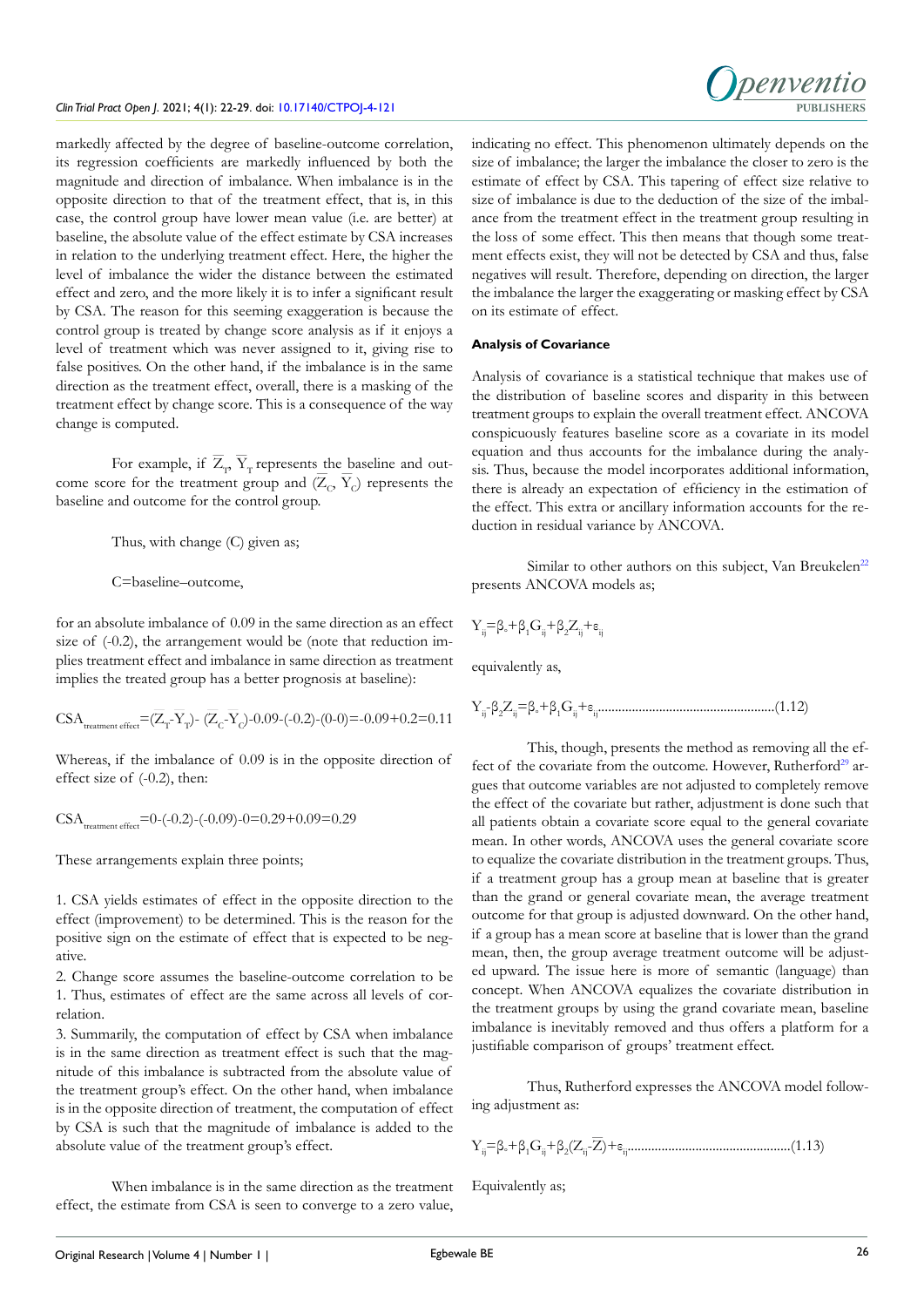markedly affected by the degree of baseline-outcome correlation, its regression coefficients are markedly influenced by both the magnitude and direction of imbalance. When imbalance is in the opposite direction to that of the treatment effect, that is, in this case, the control group have lower mean value (i.e. are better) at baseline, the absolute value of the effect estimate by CSA increases in relation to the underlying treatment effect. Here, the higher the level of imbalance the wider the distance between the estimated effect and zero, and the more likely it is to infer a significant result by CSA. The reason for this seeming exaggeration is because the control group is treated by change score analysis as if it enjoys a level of treatment which was never assigned to it, giving rise to false positives. On the other hand, if the imbalance is in the same direction as the treatment effect, overall, there is a masking of the treatment effect by change score. This is a consequence of the way change is computed.

For example, if $\overline{Z}_T$, $\overline{Y}_T$ represents the baseline and outcome score for the treatment group and ($\overline{Z}_C$, $\overline{Y}_C$) represents the baseline and outcome for the control group.

Thus, with change (C) given as;

C=baseline–outcome,

for an absolute imbalance of 0.09 in the same direction as an effect size of (-0.2), the arrangement would be (note that reduction implies treatment effect and imbalance in same direction as treatment implies the treated group has a better prognosis at baseline):

$$CSA_{\text{treatment effect}}=(Z_T-Y_T)-(Z_C-Y_C)\text{-}0.09\text{-}(-0.2)\text{-}(0\text{-}0)=-0.09+0.2=0.11$$

Whereas, if the imbalance of 0.09 is in the opposite direction of effect size of (-0.2), then:

$$CSA_{\text{treatment effect}}=0-(-0.2)-(-0.09)-0=0.29+0.09=0.29$$

These arrangements explain three points;

1. CSA yields estimates of effect in the opposite direction to the effect (improvement) to be determined. This is the reason for the positive sign on the estimate of effect that is expected to be negative.
2. Change score assumes the baseline-outcome correlation to be 1. Thus, estimates of effect are the same across all levels of correlation.
3. Summarily, the computation of effect by CSA when imbalance is in the same direction as treatment effect is such that the magnitude of this imbalance is subtracted from the absolute value of the treatment group's effect. On the other hand, when imbalance is in the opposite direction of treatment, the computation of effect by CSA is such that the magnitude of imbalance is added to the absolute value of the treatment group's effect.

When imbalance is in the same direction as the treatment effect, the estimate from CSA is seen to converge to a zero value, indicating no effect. This phenomenon ultimately depends on the size of imbalance; the larger the imbalance the closer to zero is the estimate of effect by CSA. This tapering of effect size relative to size of imbalance is due to the deduction of the size of the imbalance from the treatment effect in the treatment group resulting in the loss of some effect. This then means that though some treatment effects exist, they will not be detected by CSA and thus, false negatives will result. Therefore, depending on direction, the larger the imbalance the larger the exaggerating or masking effect by CSA on its estimate of effect.

#### Analysis of Covariance

Analysis of covariance is a statistical technique that makes use of the distribution of baseline scores and disparity in this between treatment groups to explain the overall treatment effect. ANCOVA conspicuously features baseline score as a covariate in its model equation and thus accounts for the imbalance during the analysis. Thus, because the model incorporates additional information, there is already an expectation of efficiency in the estimation of the effect. This extra or ancillary information accounts for the reduction in residual variance by ANCOVA.

Similar to other authors on this subject, Van Breukelen[22] presents ANCOVA models as;

$$Y_{ij}=\beta_o+\beta_1 G_{ij}+\beta_2 Z_{ij}+\varepsilon_{ij}$$

equivalently as,

$$Y_{ij}-\beta_2 Z_{ij}=\beta_o+\beta_1 G_{ij}+\varepsilon_{ij} \quad \text{.......(1.12)}$$

This, though, presents the method as removing all the effect of the covariate from the outcome. However, Rutherford[29] argues that outcome variables are not adjusted to completely remove the effect of the covariate but rather, adjustment is done such that all patients obtain a covariate score equal to the general covariate mean. In other words, ANCOVA uses the general covariate score to equalize the covariate distribution in the treatment groups. Thus, if a treatment group has a group mean at baseline that is greater than the grand or general covariate mean, the average treatment outcome for that group is adjusted downward. On the other hand, if a group has a mean score at baseline that is lower than the grand mean, then, the group average treatment outcome will be adjusted upward. The issue here is more of semantic (language) than concept. When ANCOVA equalizes the covariate distribution in the treatment groups by using the grand covariate mean, baseline imbalance is inevitably removed and thus offers a platform for a justifiable comparison of groups' treatment effect.

Thus, Rutherford expresses the ANCOVA model following adjustment as:

$$Y_{ij}=\beta_o+\beta_1 G_{ij}+\beta_2(Z_{ij}-\overline{Z})+\varepsilon_{ij} \quad \text{.......(1.13)}$$

Equivalently as;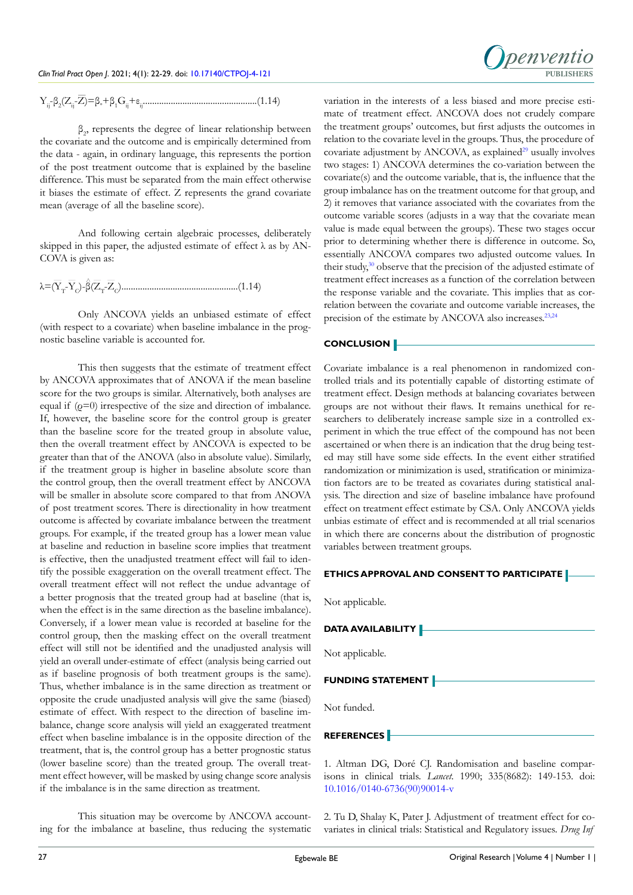$$Y_{ij}-\beta_2(Z_{ij}-\overline{Z})=\beta_o+\beta_1 G_{ij}+\varepsilon_{ij} \quad (1.14)$$

$\beta_2$, represents the degree of linear relationship between the covariate and the outcome and is empirically determined from the data - again, in ordinary language, this represents the portion of the post treatment outcome that is explained by the baseline difference. This must be separated from the main effect otherwise it biases the estimate of effect. Z represents the grand covariate mean (average of all the baseline score).

And following certain algebraic processes, deliberately skipped in this paper, the adjusted estimate of effect λ as by ANCOVA is given as:

$$\lambda=(\overline{Y}_T-\overline{Y}_C)-\hat{\beta}(\overline{Z}_T-\overline{Z}_C) \quad (1.14)$$

Only ANCOVA yields an unbiased estimate of effect (with respect to a covariate) when baseline imbalance in the prognostic baseline variable is accounted for.

This then suggests that the estimate of treatment effect by ANCOVA approximates that of ANOVA if the mean baseline score for the two groups is similar. Alternatively, both analyses are equal if ($\varrho$=0) irrespective of the size and direction of imbalance. If, however, the baseline score for the control group is greater than the baseline score for the treated group in absolute value, then the overall treatment effect by ANCOVA is expected to be greater than that of the ANOVA (also in absolute value). Similarly, if the treatment group is higher in baseline absolute score than the control group, then the overall treatment effect by ANCOVA will be smaller in absolute score compared to that from ANOVA of post treatment scores. There is directionality in how treatment outcome is affected by covariate imbalance between the treatment groups. For example, if the treated group has a lower mean value at baseline and reduction in baseline score implies that treatment is effective, then the unadjusted treatment effect will fail to identify the possible exaggeration on the overall treatment effect. The overall treatment effect will not reflect the undue advantage of a better prognosis that the treated group had at baseline (that is, when the effect is in the same direction as the baseline imbalance). Conversely, if a lower mean value is recorded at baseline for the control group, then the masking effect on the overall treatment effect will still not be identified and the unadjusted analysis will yield an overall under-estimate of effect (analysis being carried out as if baseline prognosis of both treatment groups is the same). Thus, whether imbalance is in the same direction as treatment or opposite the crude unadjusted analysis will give the same (biased) estimate of effect. With respect to the direction of baseline imbalance, change score analysis will yield an exaggerated treatment effect when baseline imbalance is in the opposite direction of the treatment, that is, the control group has a better prognostic status (lower baseline score) than the treated group. The overall treatment effect however, will be masked by using change score analysis if the imbalance is in the same direction as treatment.

This situation may be overcome by ANCOVA accounting for the imbalance at baseline, thus reducing the systematic variation in the interests of a less biased and more precise estimate of treatment effect. ANCOVA does not crudely compare the treatment groups' outcomes, but first adjusts the outcomes in relation to the covariate level in the groups. Thus, the procedure of covariate adjustment by ANCOVA, as explained[29] usually involves two stages: 1) ANCOVA determines the co-variation between the covariate(s) and the outcome variable, that is, the influence that the group imbalance has on the treatment outcome for that group, and 2) it removes that variance associated with the covariates from the outcome variable scores (adjusts in a way that the covariate mean value is made equal between the groups). These two stages occur prior to determining whether there is difference in outcome. So, essentially ANCOVA compares two adjusted outcome values. In their study,[30] observe that the precision of the adjusted estimate of treatment effect increases as a function of the correlation between the response variable and the covariate. This implies that as correlation between the covariate and outcome variable increases, the precision of the estimate by ANCOVA also increases.[23,24]

## CONCLUSION

Covariate imbalance is a real phenomenon in randomized controlled trials and its potentially capable of distorting estimate of treatment effect. Design methods at balancing covariates between groups are not without their flaws. It remains unethical for researchers to deliberately increase sample size in a controlled experiment in which the true effect of the compound has not been ascertained or when there is an indication that the drug being tested may still have some side effects. In the event either stratified randomization or minimization is used, stratification or minimization factors are to be treated as covariates during statistical analysis. The direction and size of baseline imbalance have profound effect on treatment effect estimate by CSA. Only ANCOVA yields unbias estimate of effect and is recommended at all trial scenarios in which there are concerns about the distribution of prognostic variables between treatment groups.

## ETHICS APPROVAL AND CONSENT TO PARTICIPATE

Not applicable.

## DATA AVAILABILITY

Not applicable.

## FUNDING STATEMENT

Not funded.

## REFERENCES

1. Altman DG, Doré CJ. Randomisation and baseline comparisons in clinical trials. *Lancet*. 1990; 335(8682): 149-153. doi: 10.1016/0140-6736(90)90014-v

2. Tu D, Shalay K, Pater J. Adjustment of treatment effect for covariates in clinical trials: Statistical and Regulatory issues. *Drug Inf*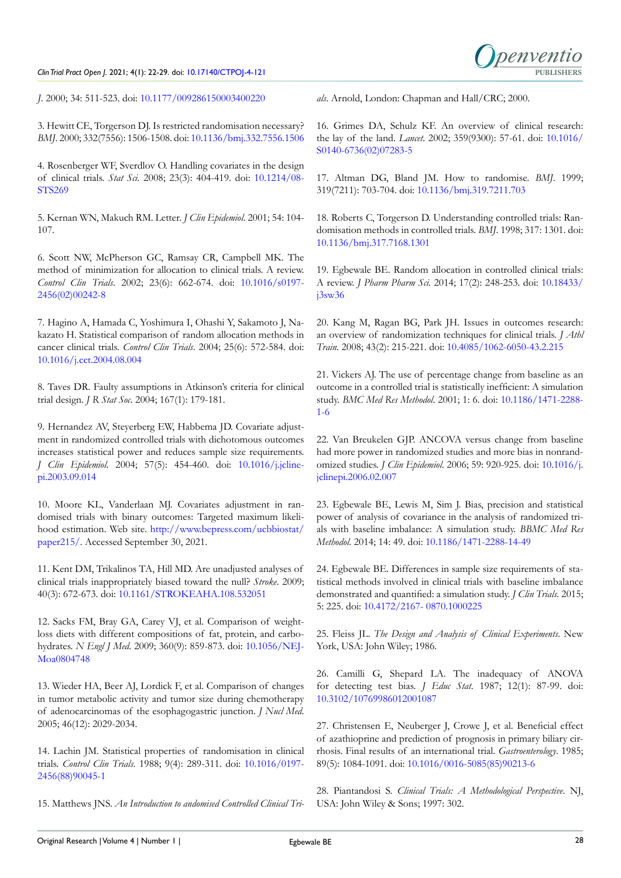*J*. 2000; 34: 511-523. doi: 10.1177/009286150003400220

3. Hewitt CE, Torgerson DJ. Is restricted randomisation necessary? *BMJ*. 2000; 332(7556): 1506-1508. doi: 10.1136/bmj.332.7556.1506

4. Rosenberger WF, Sverdlov O. Handling covariates in the design of clinical trials. *Stat Sci*. 2008; 23(3): 404-419. doi: 10.1214/08-STS269

5. Kernan WN, Makuch RM. Letter. *J Clin Epidemiol*. 2001; 54: 104-107.

6. Scott NW, McPherson GC, Ramsay CR, Campbell MK. The method of minimization for allocation to clinical trials. A review. *Control Clin Trials*. 2002; 23(6): 662-674. doi: 10.1016/s0197-2456(02)00242-8

7. Hagino A, Hamada C, Yoshimura I, Ohashi Y, Sakamoto J, Nakazato H. Statistical comparison of random allocation methods in cancer clinical trials. *Control Clin Trials*. 2004; 25(6): 572-584. doi: 10.1016/j.cct.2004.08.004

8. Taves DR. Faulty assumptions in Atkinson's criteria for clinical trial design. *J R Stat Soc*. 2004; 167(1): 179-181.

9. Hernandez AV, Steyerberg EW, Habbema JD. Covariate adjustment in randomized controlled trials with dichotomous outcomes increases statistical power and reduces sample size requirements. *J Clin Epidemiol*. 2004; 57(5): 454-460. doi: 10.1016/j.jclinepi.2003.09.014

10. Moore KL, Vanderlaan MJ. Covariates adjustment in randomised trials with binary outcomes: Targeted maximum likelihood estimation. Web site. http://www.bepress.com/ucbbiostat/paper215/. Accessed September 30, 2021.

11. Kent DM, Trikalinos TA, Hill MD. Are unadjusted analyses of clinical trials inappropriately biased toward the null? *Stroke*. 2009; 40(3): 672-673. doi: 10.1161/STROKEAHA.108.532051

12. Sacks FM, Bray GA, Carey VJ, et al. Comparison of weight-loss diets with different compositions of fat, protein, and carbohydrates. *N Engl J Med*. 2009; 360(9): 859-873. doi: 10.1056/NEJMoa0804748

13. Wieder HA, Beer AJ, Lordick F, et al. Comparison of changes in tumor metabolic activity and tumor size during chemotherapy of adenocarcinomas of the esophagogastric junction. *J Nucl Med*. 2005; 46(12): 2029-2034.

14. Lachin JM. Statistical properties of randomisation in clinical trials. *Control Clin Trials*. 1988; 9(4): 289-311. doi: 10.1016/0197-2456(88)90045-1

15. Matthews JNS. *An Introduction to andomised Controlled Clinical Trials*. Arnold, London: Chapman and Hall/CRC; 2000.

16. Grimes DA, Schulz KF. An overview of clinical research: the lay of the land. *Lancet*. 2002; 359(9300): 57-61. doi: 10.1016/S0140-6736(02)07283-5

17. Altman DG, Bland JM. How to randomise. *BMJ*. 1999; 319(7211): 703-704. doi: 10.1136/bmj.319.7211.703

18. Roberts C, Torgerson D. Understanding controlled trials: Randomisation methods in controlled trials. *BMJ*. 1998; 317: 1301. doi: 10.1136/bmj.317.7168.1301

19. Egbewale BE. Random allocation in controlled clinical trials: A review. *J Pharm Pharm Sci*. 2014; 17(2): 248-253. doi: 10.18433/j3sw36

20. Kang M, Ragan BG, Park JH. Issues in outcomes research: an overview of randomization techniques for clinical trials. *J Athl Train*. 2008; 43(2): 215-221. doi: 10.4085/1062-6050-43.2.215

21. Vickers AJ. The use of percentage change from baseline as an outcome in a controlled trial is statistically inefficient: A simulation study. *BMC Med Res Methodol*. 2001; 1: 6. doi: 10.1186/1471-2288-1-6

22. Van Breukelen GJP. ANCOVA versus change from baseline had more power in randomized studies and more bias in nonrandomized studies. *J Clin Epidemiol*. 2006; 59: 920-925. doi: 10.1016/j.jclinepi.2006.02.007

23. Egbewale BE, Lewis M, Sim J. Bias, precision and statistical power of analysis of covariance in the analysis of randomized trials with baseline imbalance: A simulation study. *BBMC Med Res Methodol*. 2014; 14: 49. doi: 10.1186/1471-2288-14-49

24. Egbewale BE. Differences in sample size requirements of statistical methods involved in clinical trials with baseline imbalance demonstrated and quantified: a simulation study. *J Clin Trials*. 2015; 5: 225. doi: 10.4172/2167- 0870.1000225

25. Fleiss JL. *The Design and Analysis of Clinical Experiments*. New York, USA: John Wiley; 1986.

26. Camilli G, Shepard LA. The inadequacy of ANOVA for detecting test bias. *J Educ Stat*. 1987; 12(1): 87-99. doi: 10.3102/10769986012001087

27. Christensen E, Neuberger J, Crowe J, et al. Beneficial effect of azathioprine and prediction of prognosis in primary biliary cirrhosis. Final results of an international trial. *Gastroenterology*. 1985; 89(5): 1084-1091. doi: 10.1016/0016-5085(85)90213-6

28. Piantandosi S. *Clinical Trials: A Methodological Perspective*. NJ, USA: John Wiley & Sons; 1997: 302.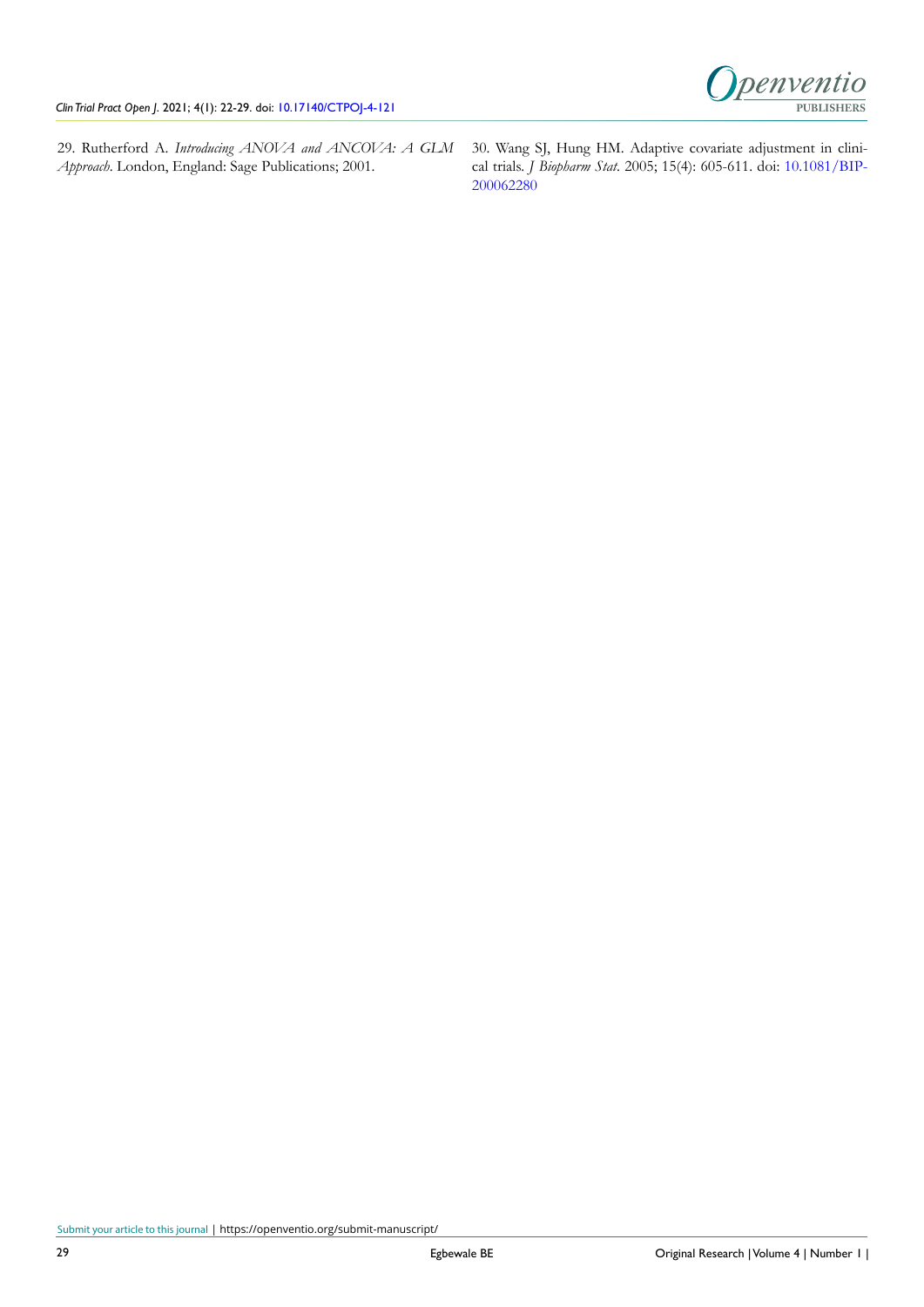29. Rutherford A. *Introducing ANOVA and ANCOVA: A GLM Approach*. London, England: Sage Publications; 2001.

30. Wang SJ, Hung HM. Adaptive covariate adjustment in clinical trials. *J Biopharm Stat*. 2005; 15(4): 605-611. doi: 10.1081/BIP-200062280